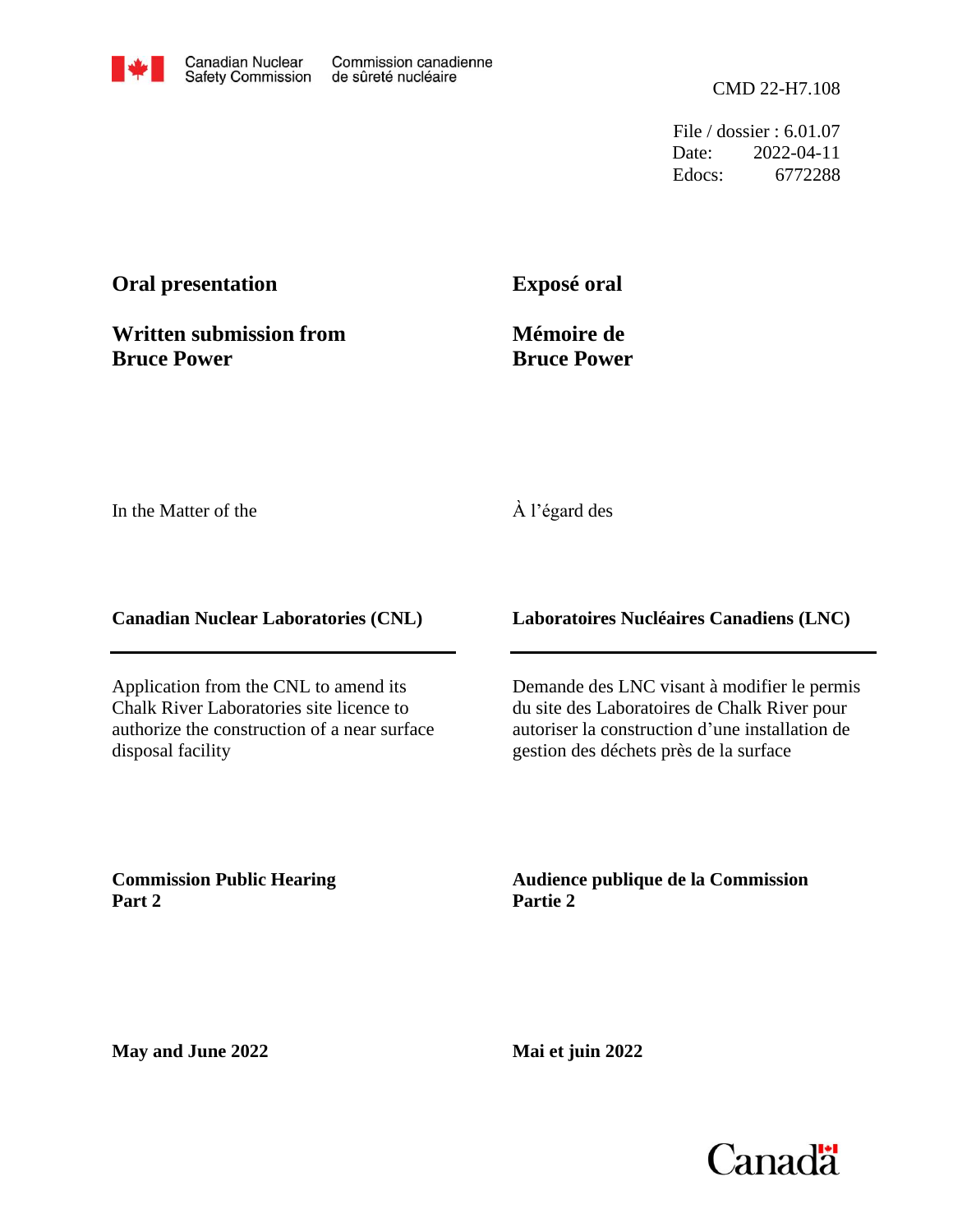Canadian Nuclear Safety Commission | Commission canadienne de sûreté nucléaire

CMD 22-H7.108

File / dossier : 6.01.07
Date: 2022-04-11
Edocs: 6772288

**Oral presentation**

**Written submission from Bruce Power**

**Exposé oral**

**Mémoire de Bruce Power**

In the Matter of the

À l'égard des

**Canadian Nuclear Laboratories (CNL)**

**Laboratoires Nucléaires Canadiens (LNC)**

Application from the CNL to amend its Chalk River Laboratories site licence to authorize the construction of a near surface disposal facility

Demande des LNC visant à modifier le permis du site des Laboratoires de Chalk River pour autoriser la construction d'une installation de gestion des déchets près de la surface

**Commission Public Hearing Part 2**

**Audience publique de la Commission Partie 2**

**May and June 2022**

**Mai et juin 2022**

Canada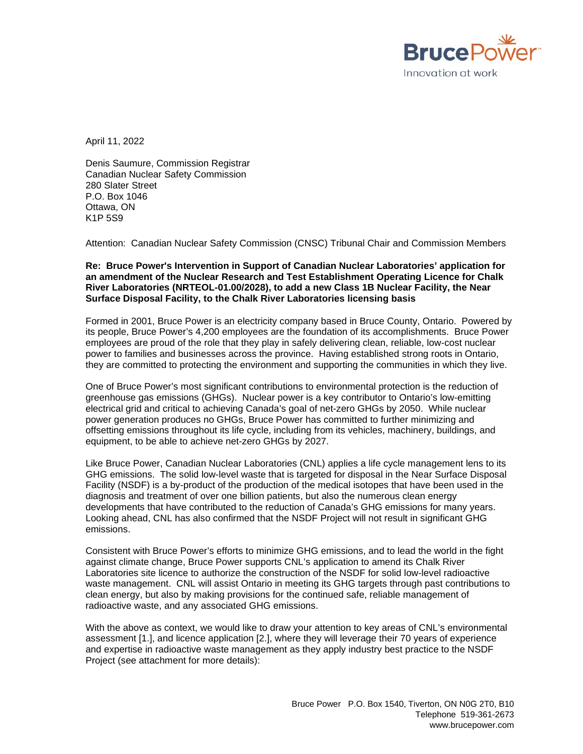April 11, 2022

Denis Saumure, Commission Registrar
Canadian Nuclear Safety Commission
280 Slater Street
P.O. Box 1046
Ottawa, ON
K1P 5S9

Attention: Canadian Nuclear Safety Commission (CNSC) Tribunal Chair and Commission Members

**Re: Bruce Power's Intervention in Support of Canadian Nuclear Laboratories' application for an amendment of the Nuclear Research and Test Establishment Operating Licence for Chalk River Laboratories (NRTEOL-01.00/2028), to add a new Class 1B Nuclear Facility, the Near Surface Disposal Facility, to the Chalk River Laboratories licensing basis**

Formed in 2001, Bruce Power is an electricity company based in Bruce County, Ontario. Powered by its people, Bruce Power's 4,200 employees are the foundation of its accomplishments. Bruce Power employees are proud of the role that they play in safely delivering clean, reliable, low-cost nuclear power to families and businesses across the province. Having established strong roots in Ontario, they are committed to protecting the environment and supporting the communities in which they live.

One of Bruce Power's most significant contributions to environmental protection is the reduction of greenhouse gas emissions (GHGs). Nuclear power is a key contributor to Ontario's low-emitting electrical grid and critical to achieving Canada's goal of net-zero GHGs by 2050. While nuclear power generation produces no GHGs, Bruce Power has committed to further minimizing and offsetting emissions throughout its life cycle, including from its vehicles, machinery, buildings, and equipment, to be able to achieve net-zero GHGs by 2027.

Like Bruce Power, Canadian Nuclear Laboratories (CNL) applies a life cycle management lens to its GHG emissions. The solid low-level waste that is targeted for disposal in the Near Surface Disposal Facility (NSDF) is a by-product of the production of the medical isotopes that have been used in the diagnosis and treatment of over one billion patients, but also the numerous clean energy developments that have contributed to the reduction of Canada's GHG emissions for many years. Looking ahead, CNL has also confirmed that the NSDF Project will not result in significant GHG emissions.

Consistent with Bruce Power's efforts to minimize GHG emissions, and to lead the world in the fight against climate change, Bruce Power supports CNL's application to amend its Chalk River Laboratories site licence to authorize the construction of the NSDF for solid low-level radioactive waste management. CNL will assist Ontario in meeting its GHG targets through past contributions to clean energy, but also by making provisions for the continued safe, reliable management of radioactive waste, and any associated GHG emissions.

With the above as context, we would like to draw your attention to key areas of CNL's environmental assessment [1.], and licence application [2.], where they will leverage their 70 years of experience and expertise in radioactive waste management as they apply industry best practice to the NSDF Project (see attachment for more details):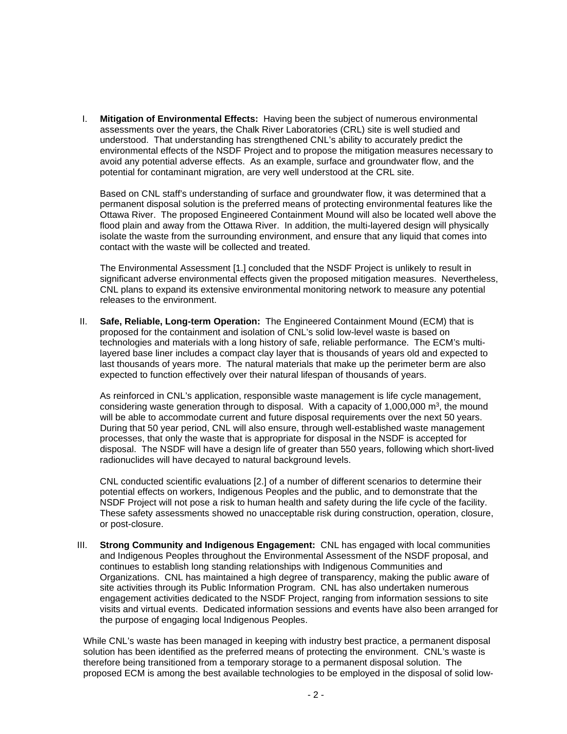I. **Mitigation of Environmental Effects:** Having been the subject of numerous environmental assessments over the years, the Chalk River Laboratories (CRL) site is well studied and understood. That understanding has strengthened CNL's ability to accurately predict the environmental effects of the NSDF Project and to propose the mitigation measures necessary to avoid any potential adverse effects. As an example, surface and groundwater flow, and the potential for contaminant migration, are very well understood at the CRL site.

   Based on CNL staff's understanding of surface and groundwater flow, it was determined that a permanent disposal solution is the preferred means of protecting environmental features like the Ottawa River. The proposed Engineered Containment Mound will also be located well above the flood plain and away from the Ottawa River. In addition, the multi-layered design will physically isolate the waste from the surrounding environment, and ensure that any liquid that comes into contact with the waste will be collected and treated.

   The Environmental Assessment [1.] concluded that the NSDF Project is unlikely to result in significant adverse environmental effects given the proposed mitigation measures. Nevertheless, CNL plans to expand its extensive environmental monitoring network to measure any potential releases to the environment.

II. **Safe, Reliable, Long-term Operation:** The Engineered Containment Mound (ECM) that is proposed for the containment and isolation of CNL's solid low-level waste is based on technologies and materials with a long history of safe, reliable performance. The ECM's multi-layered base liner includes a compact clay layer that is thousands of years old and expected to last thousands of years more. The natural materials that make up the perimeter berm are also expected to function effectively over their natural lifespan of thousands of years.

   As reinforced in CNL's application, responsible waste management is life cycle management, considering waste generation through to disposal. With a capacity of 1,000,000 $m^3$, the mound will be able to accommodate current and future disposal requirements over the next 50 years. During that 50 year period, CNL will also ensure, through well-established waste management processes, that only the waste that is appropriate for disposal in the NSDF is accepted for disposal. The NSDF will have a design life of greater than 550 years, following which short-lived radionuclides will have decayed to natural background levels.

   CNL conducted scientific evaluations [2.] of a number of different scenarios to determine their potential effects on workers, Indigenous Peoples and the public, and to demonstrate that the NSDF Project will not pose a risk to human health and safety during the life cycle of the facility. These safety assessments showed no unacceptable risk during construction, operation, closure, or post-closure.

III. **Strong Community and Indigenous Engagement:** CNL has engaged with local communities and Indigenous Peoples throughout the Environmental Assessment of the NSDF proposal, and continues to establish long standing relationships with Indigenous Communities and Organizations. CNL has maintained a high degree of transparency, making the public aware of site activities through its Public Information Program. CNL has also undertaken numerous engagement activities dedicated to the NSDF Project, ranging from information sessions to site visits and virtual events. Dedicated information sessions and events have also been arranged for the purpose of engaging local Indigenous Peoples.

While CNL's waste has been managed in keeping with industry best practice, a permanent disposal solution has been identified as the preferred means of protecting the environment. CNL's waste is therefore being transitioned from a temporary storage to a permanent disposal solution. The proposed ECM is among the best available technologies to be employed in the disposal of solid low-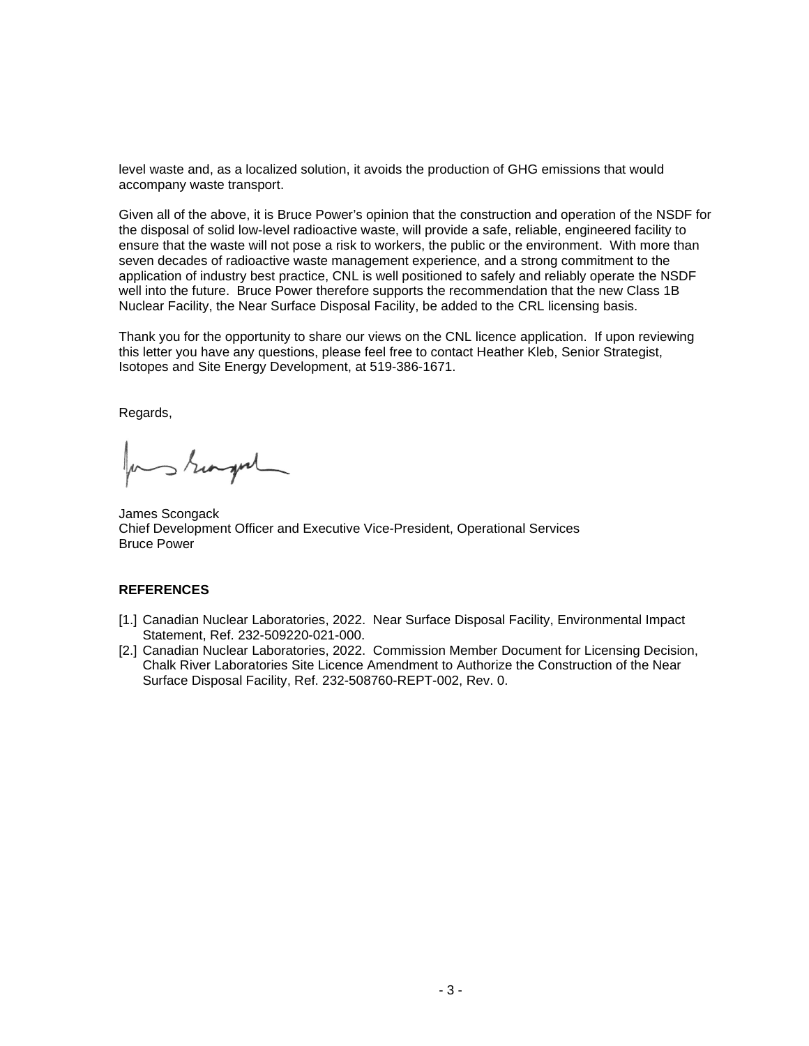level waste and, as a localized solution, it avoids the production of GHG emissions that would accompany waste transport.

Given all of the above, it is Bruce Power's opinion that the construction and operation of the NSDF for the disposal of solid low-level radioactive waste, will provide a safe, reliable, engineered facility to ensure that the waste will not pose a risk to workers, the public or the environment. With more than seven decades of radioactive waste management experience, and a strong commitment to the application of industry best practice, CNL is well positioned to safely and reliably operate the NSDF well into the future. Bruce Power therefore supports the recommendation that the new Class 1B Nuclear Facility, the Near Surface Disposal Facility, be added to the CRL licensing basis.

Thank you for the opportunity to share our views on the CNL licence application. If upon reviewing this letter you have any questions, please feel free to contact Heather Kleb, Senior Strategist, Isotopes and Site Energy Development, at 519-386-1671.

Regards,

James Scongack
Chief Development Officer and Executive Vice-President, Operational Services
Bruce Power

**REFERENCES**

[1.] Canadian Nuclear Laboratories, 2022. Near Surface Disposal Facility, Environmental Impact Statement, Ref. 232-509220-021-000.

[2.] Canadian Nuclear Laboratories, 2022. Commission Member Document for Licensing Decision, Chalk River Laboratories Site Licence Amendment to Authorize the Construction of the Near Surface Disposal Facility, Ref. 232-508760-REPT-002, Rev. 0.